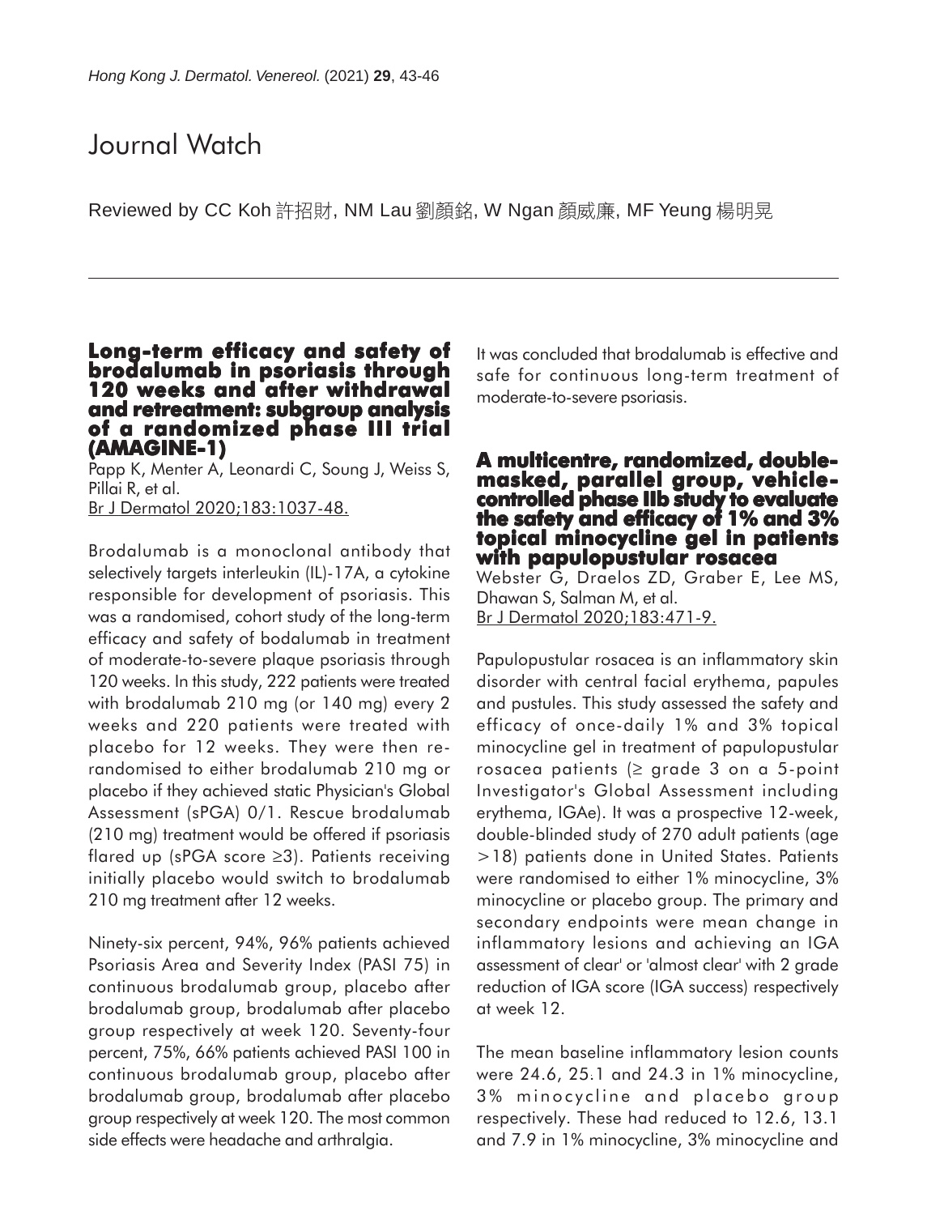# Journal Watch

Reviewed by CC Koh 許招財, NM Lau 劉顏銘, W Ngan 顏威廉, MF Yeung 楊明晃

## Long-term efficacy and safety of brodalumab in psoriasis through 120 weeks and after withdrawal and retreatment: subgroup analysis of a randomized phase III trial (AMAGINE-1)

Papp K, Menter A, Leonardi C, Soung J, Weiss S, Pillai R, et al.
Br J Dermatol 2020;183:1037-48.

Brodalumab is a monoclonal antibody that selectively targets interleukin (IL)-17A, a cytokine responsible for development of psoriasis. This was a randomised, cohort study of the long-term efficacy and safety of bodalumab in treatment of moderate-to-severe plaque psoriasis through 120 weeks. In this study, 222 patients were treated with brodalumab 210 mg (or 140 mg) every 2 weeks and 220 patients were treated with placebo for 12 weeks. They were then re-randomised to either brodalumab 210 mg or placebo if they achieved static Physician's Global Assessment (sPGA) 0/1. Rescue brodalumab (210 mg) treatment would be offered if psoriasis flared up (sPGA score ≥3). Patients receiving initially placebo would switch to brodalumab 210 mg treatment after 12 weeks.

Ninety-six percent, 94%, 96% patients achieved Psoriasis Area and Severity Index (PASI 75) in continuous brodalumab group, placebo after brodalumab group, brodalumab after placebo group respectively at week 120. Seventy-four percent, 75%, 66% patients achieved PASI 100 in continuous brodalumab group, placebo after brodalumab group, brodalumab after placebo group respectively at week 120. The most common side effects were headache and arthralgia.

It was concluded that brodalumab is effective and safe for continuous long-term treatment of moderate-to-severe psoriasis.

## A multicentre, randomized, double-masked, parallel group, vehicle-controlled phase IIb study to evaluate the safety and efficacy of 1% and 3% topical minocycline gel in patients with papulopustular rosacea

Webster G, Draelos ZD, Graber E, Lee MS, Dhawan S, Salman M, et al.
Br J Dermatol 2020;183:471-9.

Papulopustular rosacea is an inflammatory skin disorder with central facial erythema, papules and pustules. This study assessed the safety and efficacy of once-daily 1% and 3% topical minocycline gel in treatment of papulopustular rosacea patients (≥ grade 3 on a 5-point Investigator's Global Assessment including erythema, IGAe). It was a prospective 12-week, double-blinded study of 270 adult patients (age >18) patients done in United States. Patients were randomised to either 1% minocycline, 3% minocycline or placebo group. The primary and secondary endpoints were mean change in inflammatory lesions and achieving an IGA assessment of clear' or 'almost clear' with 2 grade reduction of IGA score (IGA success) respectively at week 12.

The mean baseline inflammatory lesion counts were 24.6, 25.1 and 24.3 in 1% minocycline, 3% minocycline and placebo group respectively. These had reduced to 12.6, 13.1 and 7.9 in 1% minocycline, 3% minocycline and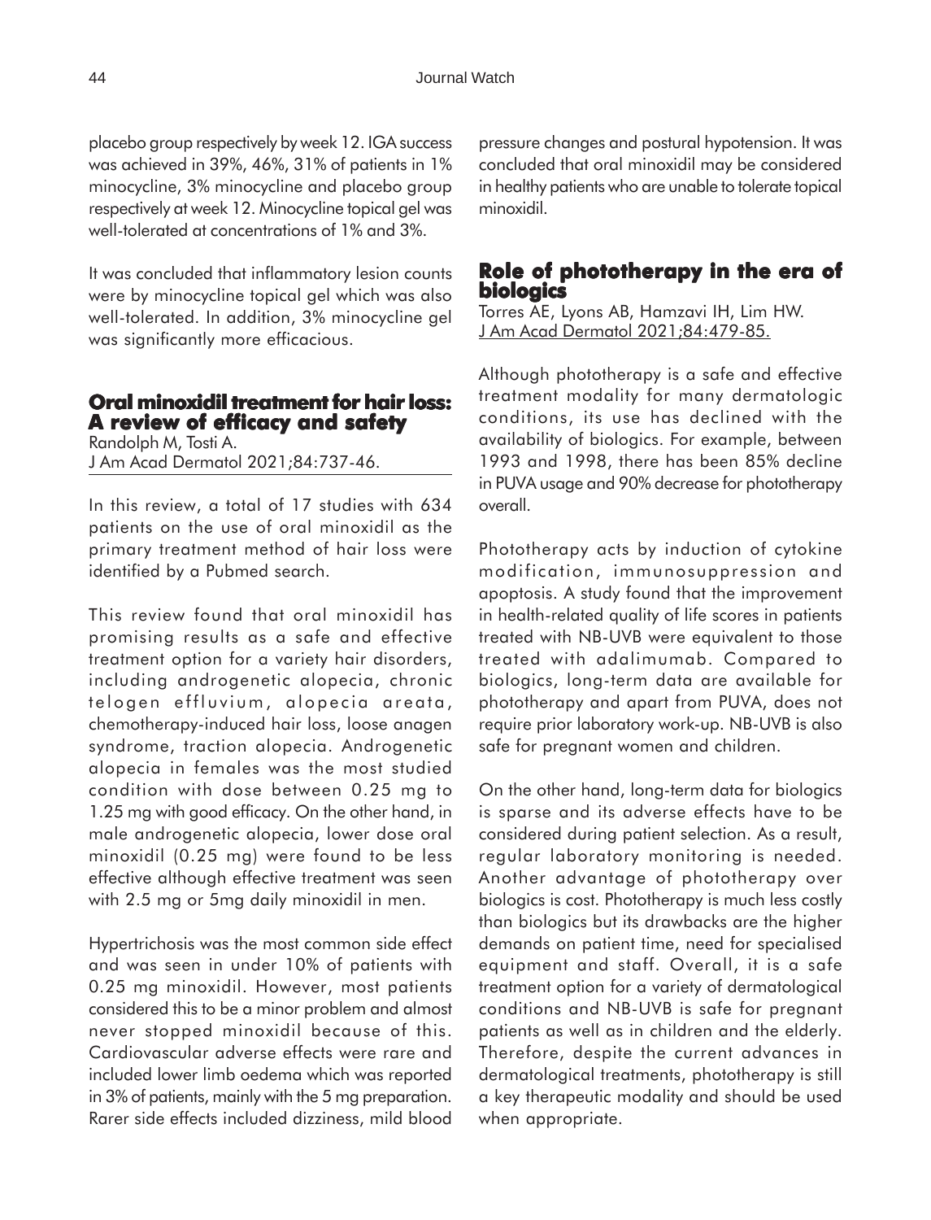placebo group respectively by week 12. IGA success was achieved in 39%, 46%, 31% of patients in 1% minocycline, 3% minocycline and placebo group respectively at week 12. Minocycline topical gel was well-tolerated at concentrations of 1% and 3%.

It was concluded that inflammatory lesion counts were by minocycline topical gel which was also well-tolerated. In addition, 3% minocycline gel was significantly more efficacious.

## Oral minoxidil treatment for hair loss: A review of efficacy and safety

Randolph M, Tosti A.
J Am Acad Dermatol 2021;84:737-46.

In this review, a total of 17 studies with 634 patients on the use of oral minoxidil as the primary treatment method of hair loss were identified by a Pubmed search.

This review found that oral minoxidil has promising results as a safe and effective treatment option for a variety hair disorders, including androgenetic alopecia, chronic telogen effluvium, alopecia areata, chemotherapy-induced hair loss, loose anagen syndrome, traction alopecia. Androgenetic alopecia in females was the most studied condition with dose between 0.25 mg to 1.25 mg with good efficacy. On the other hand, in male androgenetic alopecia, lower dose oral minoxidil (0.25 mg) were found to be less effective although effective treatment was seen with 2.5 mg or 5mg daily minoxidil in men.

Hypertrichosis was the most common side effect and was seen in under 10% of patients with 0.25 mg minoxidil. However, most patients considered this to be a minor problem and almost never stopped minoxidil because of this. Cardiovascular adverse effects were rare and included lower limb oedema which was reported in 3% of patients, mainly with the 5 mg preparation. Rarer side effects included dizziness, mild blood pressure changes and postural hypotension. It was concluded that oral minoxidil may be considered in healthy patients who are unable to tolerate topical minoxidil.

## Role of phototherapy in the era of biologics

Torres AE, Lyons AB, Hamzavi IH, Lim HW.
J Am Acad Dermatol 2021;84:479-85.

Although phototherapy is a safe and effective treatment modality for many dermatologic conditions, its use has declined with the availability of biologics. For example, between 1993 and 1998, there has been 85% decline in PUVA usage and 90% decrease for phototherapy overall.

Phototherapy acts by induction of cytokine modification, immunosuppression and apoptosis. A study found that the improvement in health-related quality of life scores in patients treated with NB-UVB were equivalent to those treated with adalimumab. Compared to biologics, long-term data are available for phototherapy and apart from PUVA, does not require prior laboratory work-up. NB-UVB is also safe for pregnant women and children.

On the other hand, long-term data for biologics is sparse and its adverse effects have to be considered during patient selection. As a result, regular laboratory monitoring is needed. Another advantage of phototherapy over biologics is cost. Phototherapy is much less costly than biologics but its drawbacks are the higher demands on patient time, need for specialised equipment and staff. Overall, it is a safe treatment option for a variety of dermatological conditions and NB-UVB is safe for pregnant patients as well as in children and the elderly. Therefore, despite the current advances in dermatological treatments, phototherapy is still a key therapeutic modality and should be used when appropriate.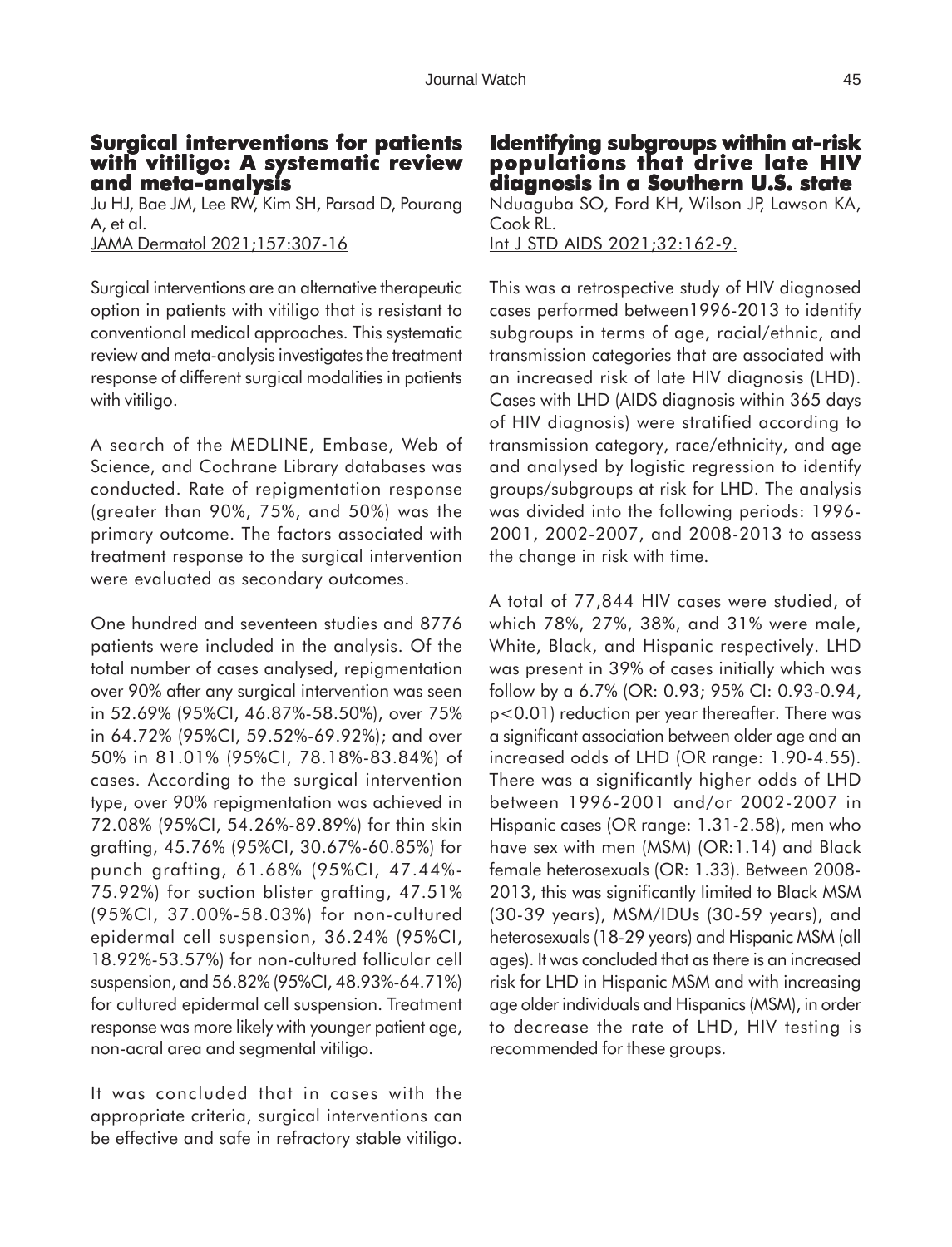## Surgical interventions for patients with vitiligo: A systematic review and meta-analysis

Ju HJ, Bae JM, Lee RW, Kim SH, Parsad D, Pourang A, et al.

JAMA Dermatol 2021;157:307-16

Surgical interventions are an alternative therapeutic option in patients with vitiligo that is resistant to conventional medical approaches. This systematic review and meta-analysis investigates the treatment response of different surgical modalities in patients with vitiligo.

A search of the MEDLINE, Embase, Web of Science, and Cochrane Library databases was conducted. Rate of repigmentation response (greater than 90%, 75%, and 50%) was the primary outcome. The factors associated with treatment response to the surgical intervention were evaluated as secondary outcomes.

One hundred and seventeen studies and 8776 patients were included in the analysis. Of the total number of cases analysed, repigmentation over 90% after any surgical intervention was seen in 52.69% (95%CI, 46.87%-58.50%), over 75% in 64.72% (95%CI, 59.52%-69.92%); and over 50% in 81.01% (95%CI, 78.18%-83.84%) of cases. According to the surgical intervention type, over 90% repigmentation was achieved in 72.08% (95%CI, 54.26%-89.89%) for thin skin grafting, 45.76% (95%CI, 30.67%-60.85%) for punch grafting, 61.68% (95%CI, 47.44%-75.92%) for suction blister grafting, 47.51% (95%CI, 37.00%-58.03%) for non-cultured epidermal cell suspension, 36.24% (95%CI, 18.92%-53.57%) for non-cultured follicular cell suspension, and 56.82% (95%CI, 48.93%-64.71%) for cultured epidermal cell suspension. Treatment response was more likely with younger patient age, non-acral area and segmental vitiligo.

It was concluded that in cases with the appropriate criteria, surgical interventions can be effective and safe in refractory stable vitiligo.

## Identifying subgroups within at-risk populations that drive late HIV diagnosis in a Southern U.S. state

Nduaguba SO, Ford KH, Wilson JP, Lawson KA, Cook RL.

Int J STD AIDS 2021;32:162-9.

This was a retrospective study of HIV diagnosed cases performed between1996-2013 to identify subgroups in terms of age, racial/ethnic, and transmission categories that are associated with an increased risk of late HIV diagnosis (LHD). Cases with LHD (AIDS diagnosis within 365 days of HIV diagnosis) were stratified according to transmission category, race/ethnicity, and age and analysed by logistic regression to identify groups/subgroups at risk for LHD. The analysis was divided into the following periods: 1996-2001, 2002-2007, and 2008-2013 to assess the change in risk with time.

A total of 77,844 HIV cases were studied, of which 78%, 27%, 38%, and 31% were male, White, Black, and Hispanic respectively. LHD was present in 39% of cases initially which was follow by a 6.7% (OR: 0.93; 95% CI: 0.93-0.94, $p<0.01$) reduction per year thereafter. There was a significant association between older age and an increased odds of LHD (OR range: 1.90-4.55). There was a significantly higher odds of LHD between 1996-2001 and/or 2002-2007 in Hispanic cases (OR range: 1.31-2.58), men who have sex with men (MSM) (OR:1.14) and Black female heterosexuals (OR: 1.33). Between 2008-2013, this was significantly limited to Black MSM (30-39 years), MSM/IDUs (30-59 years), and heterosexuals (18-29 years) and Hispanic MSM (all ages). It was concluded that as there is an increased risk for LHD in Hispanic MSM and with increasing age older individuals and Hispanics (MSM), in order to decrease the rate of LHD, HIV testing is recommended for these groups.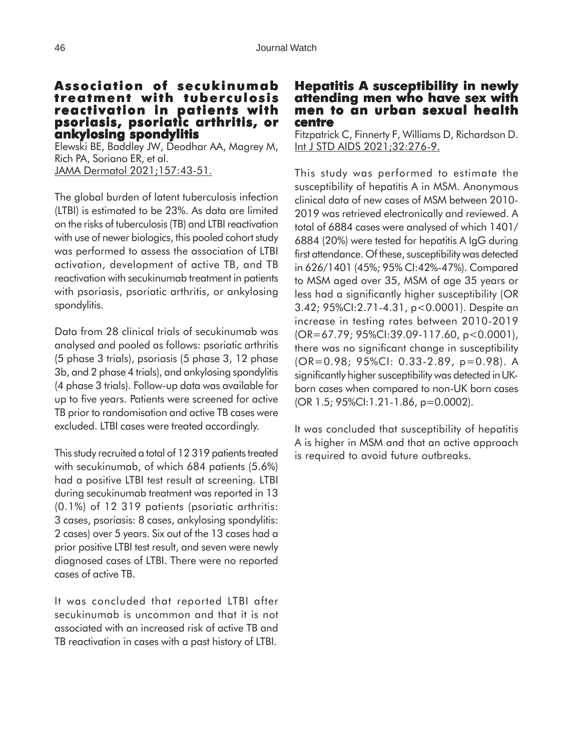## Association of secukinumab treatment with tuberculosis reactivation in patients with psoriasis, psoriatic arthritis, or ankylosing spondylitis

Elewski BE, Baddley JW, Deodhar AA, Magrey M, Rich PA, Soriano ER, et al.
JAMA Dermatol 2021;157:43-51.

The global burden of latent tuberculosis infection (LTBI) is estimated to be 23%. As data are limited on the risks of tuberculosis (TB) and LTBI reactivation with use of newer biologics, this pooled cohort study was performed to assess the association of LTBI activation, development of active TB, and TB reactivation with secukinumab treatment in patients with psoriasis, psoriatic arthritis, or ankylosing spondylitis.

Data from 28 clinical trials of secukinumab was analysed and pooled as follows: psoriatic arthritis (5 phase 3 trials), psoriasis (5 phase 3, 12 phase 3b, and 2 phase 4 trials), and ankylosing spondylitis (4 phase 3 trials). Follow-up data was available for up to five years. Patients were screened for active TB prior to randomisation and active TB cases were excluded. LTBI cases were treated accordingly.

This study recruited a total of 12 319 patients treated with secukinumab, of which 684 patients (5.6%) had a positive LTBI test result at screening. LTBI during secukinumab treatment was reported in 13 (0.1%) of 12 319 patients (psoriatic arthritis: 3 cases, psoriasis: 8 cases, ankylosing spondylitis: 2 cases) over 5 years. Six out of the 13 cases had a prior positive LTBI test result, and seven were newly diagnosed cases of LTBI. There were no reported cases of active TB.

It was concluded that reported LTBI after secukinumab is uncommon and that it is not associated with an increased risk of active TB and TB reactivation in cases with a past history of LTBI.

## Hepatitis A susceptibility in newly attending men who have sex with men to an urban sexual health centre

Fitzpatrick C, Finnerty F, Williams D, Richardson D.
Int J STD AIDS 2021;32:276-9.

This study was performed to estimate the susceptibility of hepatitis A in MSM. Anonymous clinical data of new cases of MSM between 2010-2019 was retrieved electronically and reviewed. A total of 6884 cases were analysed of which 1401/6884 (20%) were tested for hepatitis A IgG during first attendance. Of these, susceptibility was detected in 626/1401 (45%; 95% CI:42%-47%). Compared to MSM aged over 35, MSM of age 35 years or less had a significantly higher susceptibility (OR 3.42; 95%CI:2.71-4.31, $p<0.0001$). Despite an increase in testing rates between 2010-2019 (OR=67.79; 95%CI:39.09-117.60, $p<0.0001$), there was no significant change in susceptibility (OR=0.98; 95%CI: 0.33-2.89, $p=0.98$). A significantly higher susceptibility was detected in UK-born cases when compared to non-UK born cases (OR 1.5; 95%CI:1.21-1.86, $p=0.0002$).

It was concluded that susceptibility of hepatitis A is higher in MSM and that an active approach is required to avoid future outbreaks.